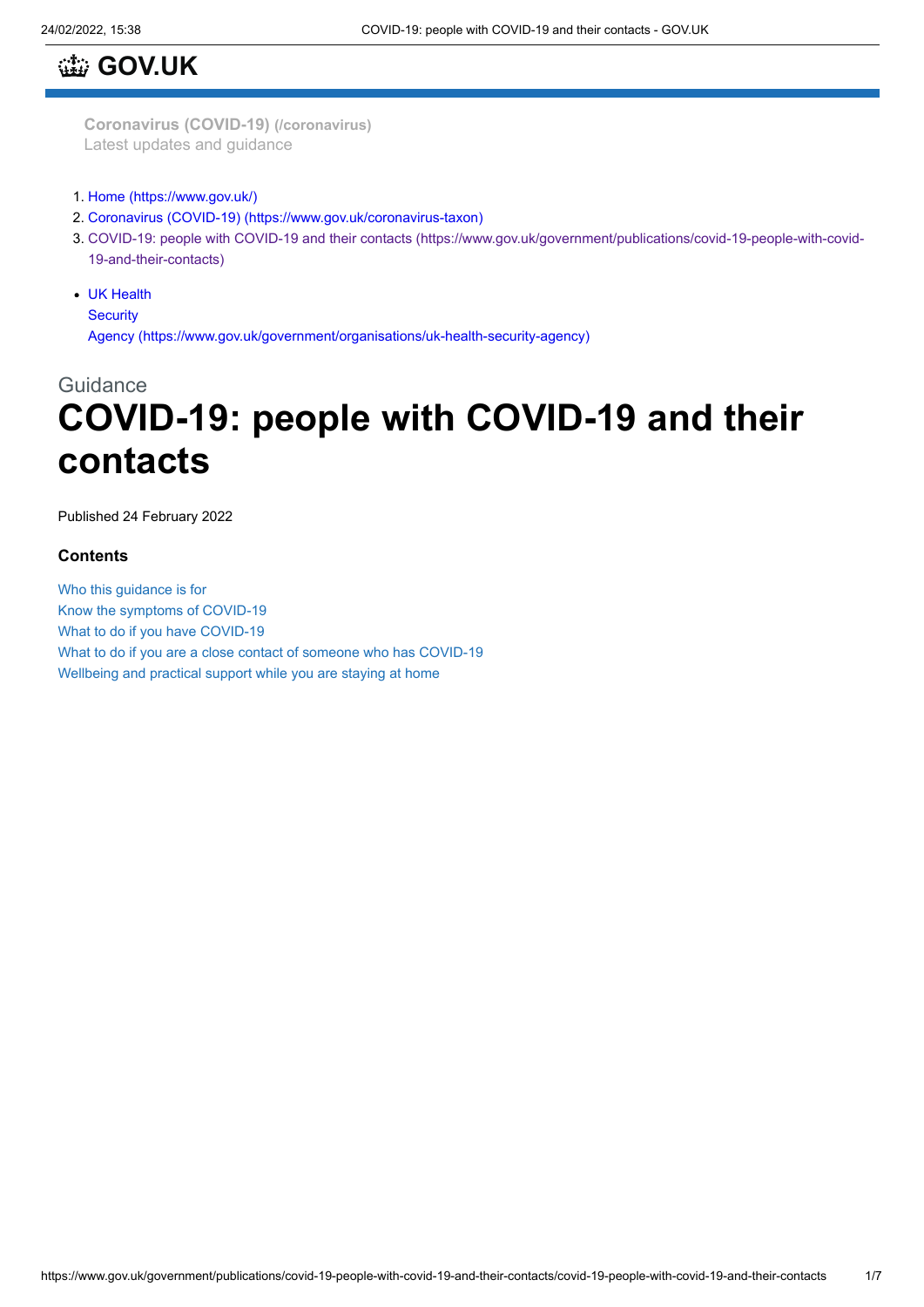# GOV.UK

**Coronavirus (COVID-19)** (/coronavirus)
Latest updates and guidance

1. Home (https://www.gov.uk/)
2. Coronavirus (COVID-19) (https://www.gov.uk/coronavirus-taxon)
3. COVID-19: people with COVID-19 and their contacts (https://www.gov.uk/government/publications/covid-19-people-with-covid-19-and-their-contacts)

- UK Health Security Agency (https://www.gov.uk/government/organisations/uk-health-security-agency)

Guidance

# COVID-19: people with COVID-19 and their contacts

Published 24 February 2022

### Contents

Who this guidance is for
Know the symptoms of COVID-19
What to do if you have COVID-19
What to do if you are a close contact of someone who has COVID-19
Wellbeing and practical support while you are staying at home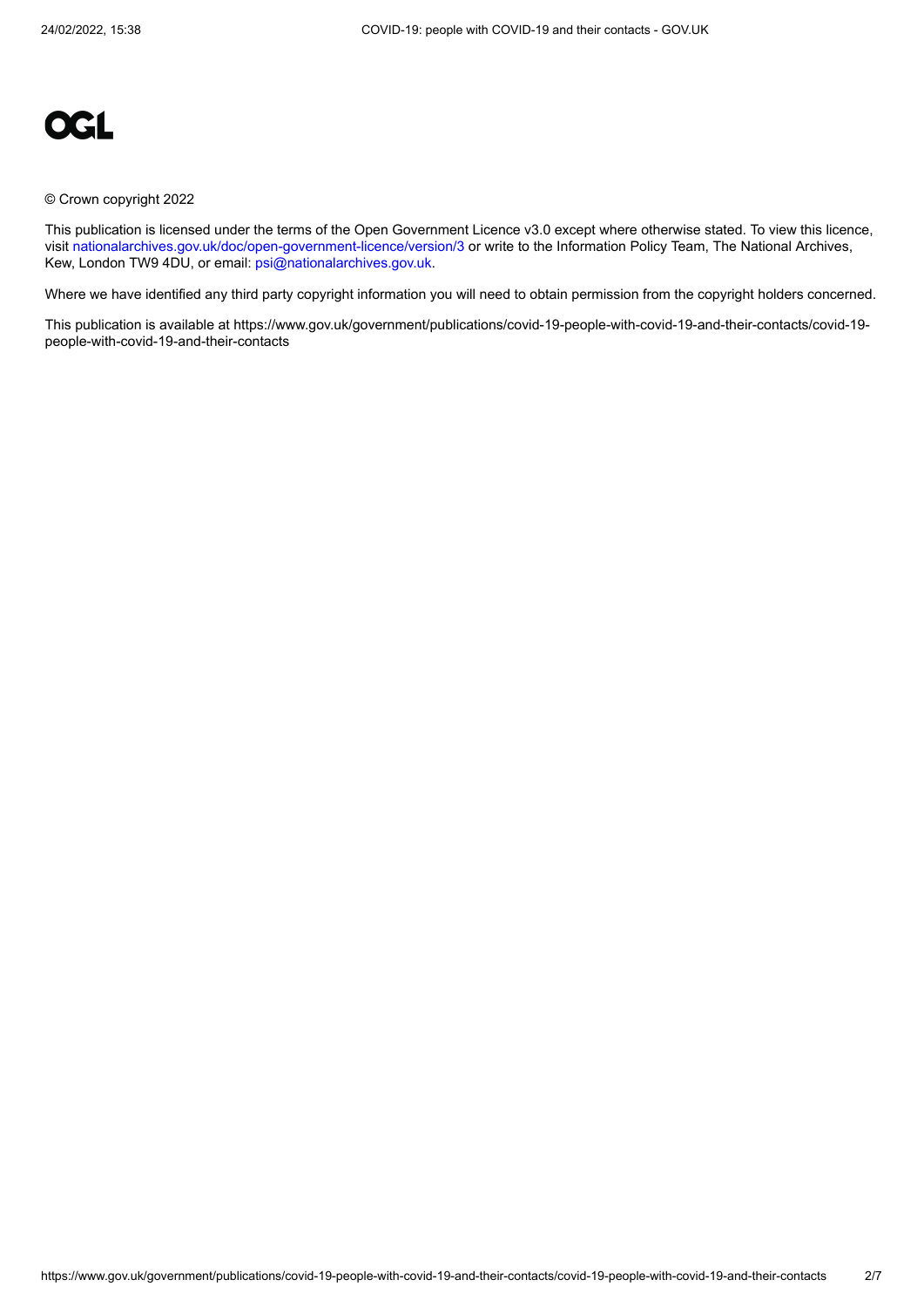OGL

© Crown copyright 2022

This publication is licensed under the terms of the Open Government Licence v3.0 except where otherwise stated. To view this licence, visit nationalarchives.gov.uk/doc/open-government-licence/version/3 or write to the Information Policy Team, The National Archives, Kew, London TW9 4DU, or email: psi@nationalarchives.gov.uk.

Where we have identified any third party copyright information you will need to obtain permission from the copyright holders concerned.

This publication is available at https://www.gov.uk/government/publications/covid-19-people-with-covid-19-and-their-contacts/covid-19-people-with-covid-19-and-their-contacts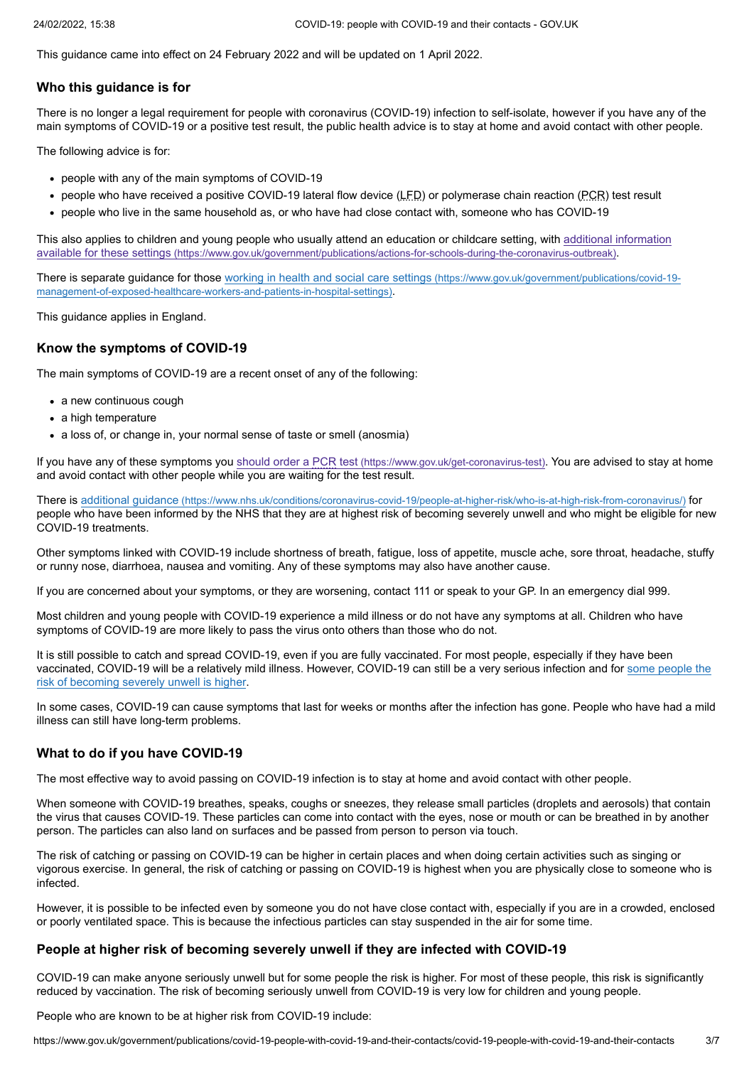This guidance came into effect on 24 February 2022 and will be updated on 1 April 2022.

## Who this guidance is for

There is no longer a legal requirement for people with coronavirus (COVID-19) infection to self-isolate, however if you have any of the main symptoms of COVID-19 or a positive test result, the public health advice is to stay at home and avoid contact with other people.

The following advice is for:

- people with any of the main symptoms of COVID-19
- people who have received a positive COVID-19 lateral flow device (LFD) or polymerase chain reaction (PCR) test result
- people who live in the same household as, or who have had close contact with, someone who has COVID-19

This also applies to children and young people who usually attend an education or childcare setting, with additional information available for these settings (https://www.gov.uk/government/publications/actions-for-schools-during-the-coronavirus-outbreak).

There is separate guidance for those working in health and social care settings (https://www.gov.uk/government/publications/covid-19-management-of-exposed-healthcare-workers-and-patients-in-hospital-settings).

This guidance applies in England.

## Know the symptoms of COVID-19

The main symptoms of COVID-19 are a recent onset of any of the following:

- a new continuous cough
- a high temperature
- a loss of, or change in, your normal sense of taste or smell (anosmia)

If you have any of these symptoms you should order a PCR test (https://www.gov.uk/get-coronavirus-test). You are advised to stay at home and avoid contact with other people while you are waiting for the test result.

There is additional guidance (https://www.nhs.uk/conditions/coronavirus-covid-19/people-at-higher-risk/who-is-at-high-risk-from-coronavirus/) for people who have been informed by the NHS that they are at highest risk of becoming severely unwell and who might be eligible for new COVID-19 treatments.

Other symptoms linked with COVID-19 include shortness of breath, fatigue, loss of appetite, muscle ache, sore throat, headache, stuffy or runny nose, diarrhoea, nausea and vomiting. Any of these symptoms may also have another cause.

If you are concerned about your symptoms, or they are worsening, contact 111 or speak to your GP. In an emergency dial 999.

Most children and young people with COVID-19 experience a mild illness or do not have any symptoms at all. Children who have symptoms of COVID-19 are more likely to pass the virus onto others than those who do not.

It is still possible to catch and spread COVID-19, even if you are fully vaccinated. For most people, especially if they have been vaccinated, COVID-19 will be a relatively mild illness. However, COVID-19 can still be a very serious infection and for some people the risk of becoming severely unwell is higher.

In some cases, COVID-19 can cause symptoms that last for weeks or months after the infection has gone. People who have had a mild illness can still have long-term problems.

## What to do if you have COVID-19

The most effective way to avoid passing on COVID-19 infection is to stay at home and avoid contact with other people.

When someone with COVID-19 breathes, speaks, coughs or sneezes, they release small particles (droplets and aerosols) that contain the virus that causes COVID-19. These particles can come into contact with the eyes, nose or mouth or can be breathed in by another person. The particles can also land on surfaces and be passed from person to person via touch.

The risk of catching or passing on COVID-19 can be higher in certain places and when doing certain activities such as singing or vigorous exercise. In general, the risk of catching or passing on COVID-19 is highest when you are physically close to someone who is infected.

However, it is possible to be infected even by someone you do not have close contact with, especially if you are in a crowded, enclosed or poorly ventilated space. This is because the infectious particles can stay suspended in the air for some time.

## People at higher risk of becoming severely unwell if they are infected with COVID-19

COVID-19 can make anyone seriously unwell but for some people the risk is higher. For most of these people, this risk is significantly reduced by vaccination. The risk of becoming seriously unwell from COVID-19 is very low for children and young people.

People who are known to be at higher risk from COVID-19 include: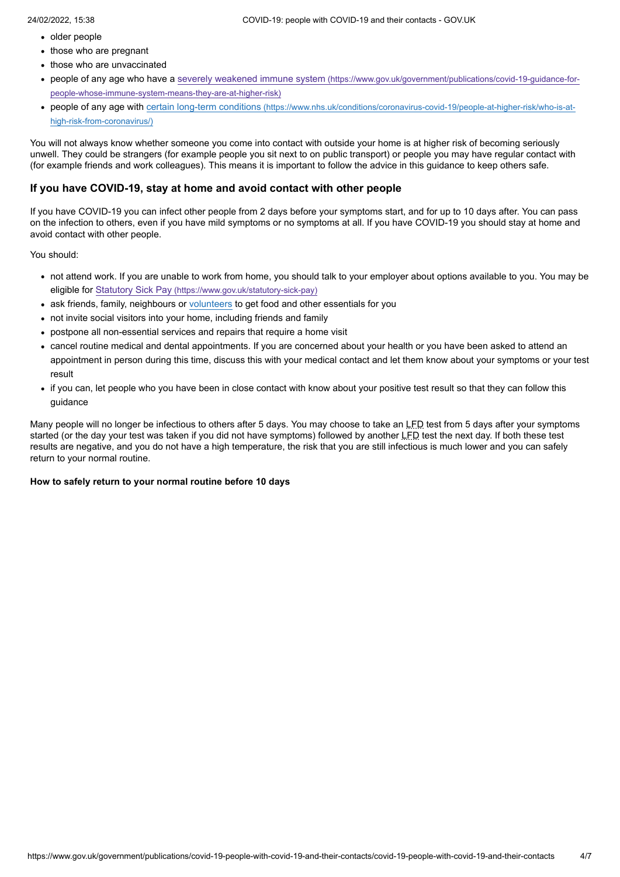- older people
- those who are pregnant
- those who are unvaccinated
- people of any age who have a [severely weakened immune system](https://www.gov.uk/government/publications/covid-19-guidance-for-people-whose-immune-system-means-they-are-at-higher-risk) (https://www.gov.uk/government/publications/covid-19-guidance-for-people-whose-immune-system-means-they-are-at-higher-risk)
- people of any age with [certain long-term conditions](https://www.nhs.uk/conditions/coronavirus-covid-19/people-at-higher-risk/who-is-at-high-risk-from-coronavirus/) (https://www.nhs.uk/conditions/coronavirus-covid-19/people-at-higher-risk/who-is-at-high-risk-from-coronavirus/)

You will not always know whether someone you come into contact with outside your home is at higher risk of becoming seriously unwell. They could be strangers (for example people you sit next to on public transport) or people you may have regular contact with (for example friends and work colleagues). This means it is important to follow the advice in this guidance to keep others safe.

## If you have COVID-19, stay at home and avoid contact with other people

If you have COVID-19 you can infect other people from 2 days before your symptoms start, and for up to 10 days after. You can pass on the infection to others, even if you have mild symptoms or no symptoms at all. If you have COVID-19 you should stay at home and avoid contact with other people.

You should:

- not attend work. If you are unable to work from home, you should talk to your employer about options available to you. You may be eligible for [Statutory Sick Pay](https://www.gov.uk/statutory-sick-pay) (https://www.gov.uk/statutory-sick-pay)
- ask friends, family, neighbours or volunteers to get food and other essentials for you
- not invite social visitors into your home, including friends and family
- postpone all non-essential services and repairs that require a home visit
- cancel routine medical and dental appointments. If you are concerned about your health or you have been asked to attend an appointment in person during this time, discuss this with your medical contact and let them know about your symptoms or your test result
- if you can, let people who you have been in close contact with know about your positive test result so that they can follow this guidance

Many people will no longer be infectious to others after 5 days. You may choose to take an LFD test from 5 days after your symptoms started (or the day your test was taken if you did not have symptoms) followed by another LFD test the next day. If both these test results are negative, and you do not have a high temperature, the risk that you are still infectious is much lower and you can safely return to your normal routine.

**How to safely return to your normal routine before 10 days**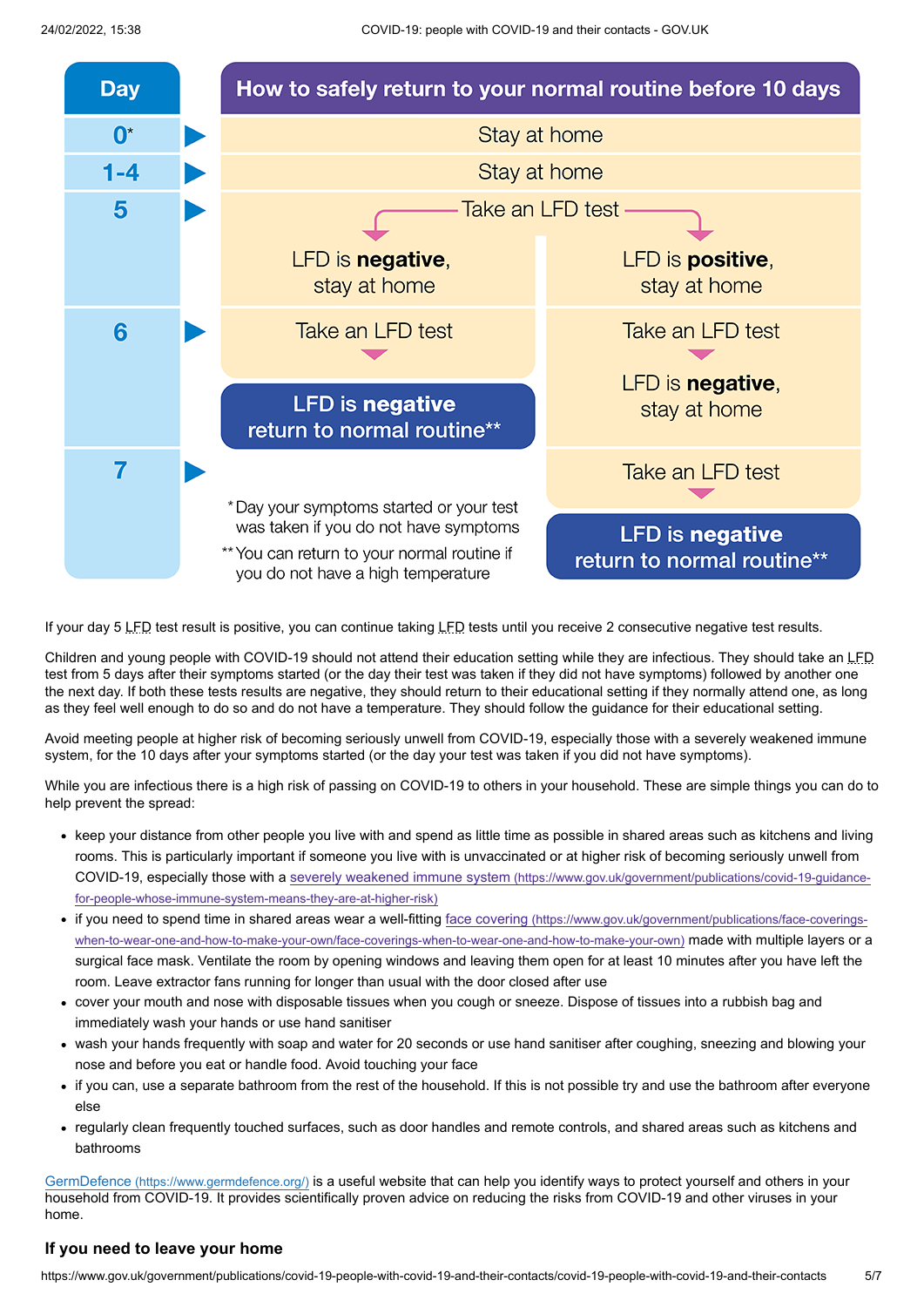| Day | How to safely return to your normal routine before 10 days | |
|---|---|---|
| 0* | Stay at home | |
| 1-4 | Stay at home | |
| 5 | Take an LFD test | |
| | LFD is **negative**, stay at home | LFD is **positive**, stay at home |
| 6 | Take an LFD test | Take an LFD test |
| | **LFD is negative return to normal routine**** | LFD is **negative**, stay at home |
| 7 | | Take an LFD test |
| | | **LFD is negative return to normal routine**** |

\* Day your symptoms started or your test was taken if you do not have symptoms

\** You can return to your normal routine if you do not have a high temperature

If your day 5 LFD test result is positive, you can continue taking LFD tests until you receive 2 consecutive negative test results.

Children and young people with COVID-19 should not attend their education setting while they are infectious. They should take an LFD test from 5 days after their symptoms started (or the day their test was taken if they did not have symptoms) followed by another one the next day. If both these tests results are negative, they should return to their educational setting if they normally attend one, as long as they feel well enough to do so and do not have a temperature. They should follow the guidance for their educational setting.

Avoid meeting people at higher risk of becoming seriously unwell from COVID-19, especially those with a severely weakened immune system, for the 10 days after your symptoms started (or the day your test was taken if you did not have symptoms).

While you are infectious there is a high risk of passing on COVID-19 to others in your household. These are simple things you can do to help prevent the spread:

- keep your distance from other people you live with and spend as little time as possible in shared areas such as kitchens and living rooms. This is particularly important if someone you live with is unvaccinated or at higher risk of becoming seriously unwell from COVID-19, especially those with a severely weakened immune system (https://www.gov.uk/government/publications/covid-19-guidance-for-people-whose-immune-system-means-they-are-at-higher-risk)
- if you need to spend time in shared areas wear a well-fitting face covering (https://www.gov.uk/government/publications/face-coverings-when-to-wear-one-and-how-to-make-your-own/face-coverings-when-to-wear-one-and-how-to-make-your-own) made with multiple layers or a surgical face mask. Ventilate the room by opening windows and leaving them open for at least 10 minutes after you have left the room. Leave extractor fans running for longer than usual with the door closed after use
- cover your mouth and nose with disposable tissues when you cough or sneeze. Dispose of tissues into a rubbish bag and immediately wash your hands or use hand sanitiser
- wash your hands frequently with soap and water for 20 seconds or use hand sanitiser after coughing, sneezing and blowing your nose and before you eat or handle food. Avoid touching your face
- if you can, use a separate bathroom from the rest of the household. If this is not possible try and use the bathroom after everyone else
- regularly clean frequently touched surfaces, such as door handles and remote controls, and shared areas such as kitchens and bathrooms

GermDefence (https://www.germdefence.org/) is a useful website that can help you identify ways to protect yourself and others in your household from COVID-19. It provides scientifically proven advice on reducing the risks from COVID-19 and other viruses in your home.

### If you need to leave your home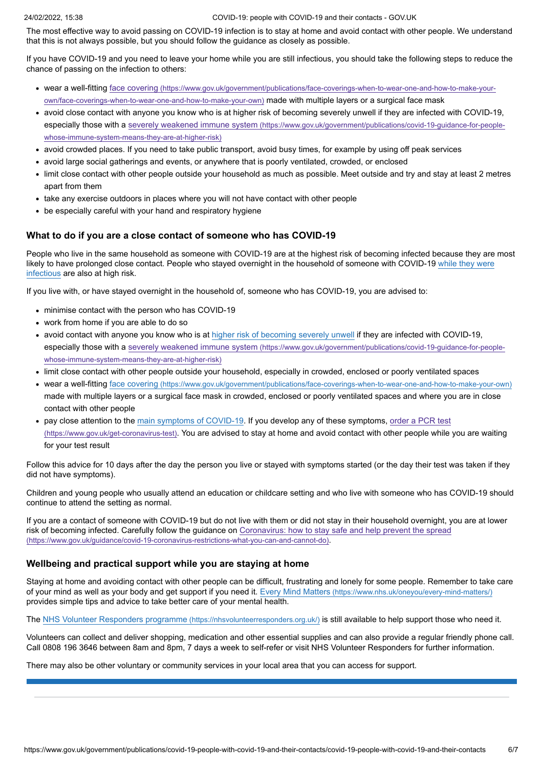The most effective way to avoid passing on COVID-19 infection is to stay at home and avoid contact with other people. We understand that this is not always possible, but you should follow the guidance as closely as possible.

If you have COVID-19 and you need to leave your home while you are still infectious, you should take the following steps to reduce the chance of passing on the infection to others:

- wear a well-fitting face covering (https://www.gov.uk/government/publications/face-coverings-when-to-wear-one-and-how-to-make-your-own/face-coverings-when-to-wear-one-and-how-to-make-your-own) made with multiple layers or a surgical face mask
- avoid close contact with anyone you know who is at higher risk of becoming severely unwell if they are infected with COVID-19, especially those with a severely weakened immune system (https://www.gov.uk/government/publications/covid-19-guidance-for-people-whose-immune-system-means-they-are-at-higher-risk)
- avoid crowded places. If you need to take public transport, avoid busy times, for example by using off peak services
- avoid large social gatherings and events, or anywhere that is poorly ventilated, crowded, or enclosed
- limit close contact with other people outside your household as much as possible. Meet outside and try and stay at least 2 metres apart from them
- take any exercise outdoors in places where you will not have contact with other people
- be especially careful with your hand and respiratory hygiene

## What to do if you are a close contact of someone who has COVID-19

People who live in the same household as someone with COVID-19 are at the highest risk of becoming infected because they are most likely to have prolonged close contact. People who stayed overnight in the household of someone with COVID-19 while they were infectious are also at high risk.

If you live with, or have stayed overnight in the household of, someone who has COVID-19, you are advised to:

- minimise contact with the person who has COVID-19
- work from home if you are able to do so
- avoid contact with anyone you know who is at higher risk of becoming severely unwell if they are infected with COVID-19, especially those with a severely weakened immune system (https://www.gov.uk/government/publications/covid-19-guidance-for-people-whose-immune-system-means-they-are-at-higher-risk)
- limit close contact with other people outside your household, especially in crowded, enclosed or poorly ventilated spaces
- wear a well-fitting face covering (https://www.gov.uk/government/publications/face-coverings-when-to-wear-one-and-how-to-make-your-own) made with multiple layers or a surgical face mask in crowded, enclosed or poorly ventilated spaces and where you are in close contact with other people
- pay close attention to the main symptoms of COVID-19. If you develop any of these symptoms, order a PCR test (https://www.gov.uk/get-coronavirus-test). You are advised to stay at home and avoid contact with other people while you are waiting for your test result

Follow this advice for 10 days after the day the person you live or stayed with symptoms started (or the day their test was taken if they did not have symptoms).

Children and young people who usually attend an education or childcare setting and who live with someone who has COVID-19 should continue to attend the setting as normal.

If you are a contact of someone with COVID-19 but do not live with them or did not stay in their household overnight, you are at lower risk of becoming infected. Carefully follow the guidance on Coronavirus: how to stay safe and help prevent the spread (https://www.gov.uk/guidance/covid-19-coronavirus-restrictions-what-you-can-and-cannot-do).

## Wellbeing and practical support while you are staying at home

Staying at home and avoiding contact with other people can be difficult, frustrating and lonely for some people. Remember to take care of your mind as well as your body and get support if you need it. Every Mind Matters (https://www.nhs.uk/oneyou/every-mind-matters/) provides simple tips and advice to take better care of your mental health.

The NHS Volunteer Responders programme (https://nhsvolunteerresponders.org.uk/) is still available to help support those who need it.

Volunteers can collect and deliver shopping, medication and other essential supplies and can also provide a regular friendly phone call. Call 0808 196 3646 between 8am and 8pm, 7 days a week to self-refer or visit NHS Volunteer Responders for further information.

There may also be other voluntary or community services in your local area that you can access for support.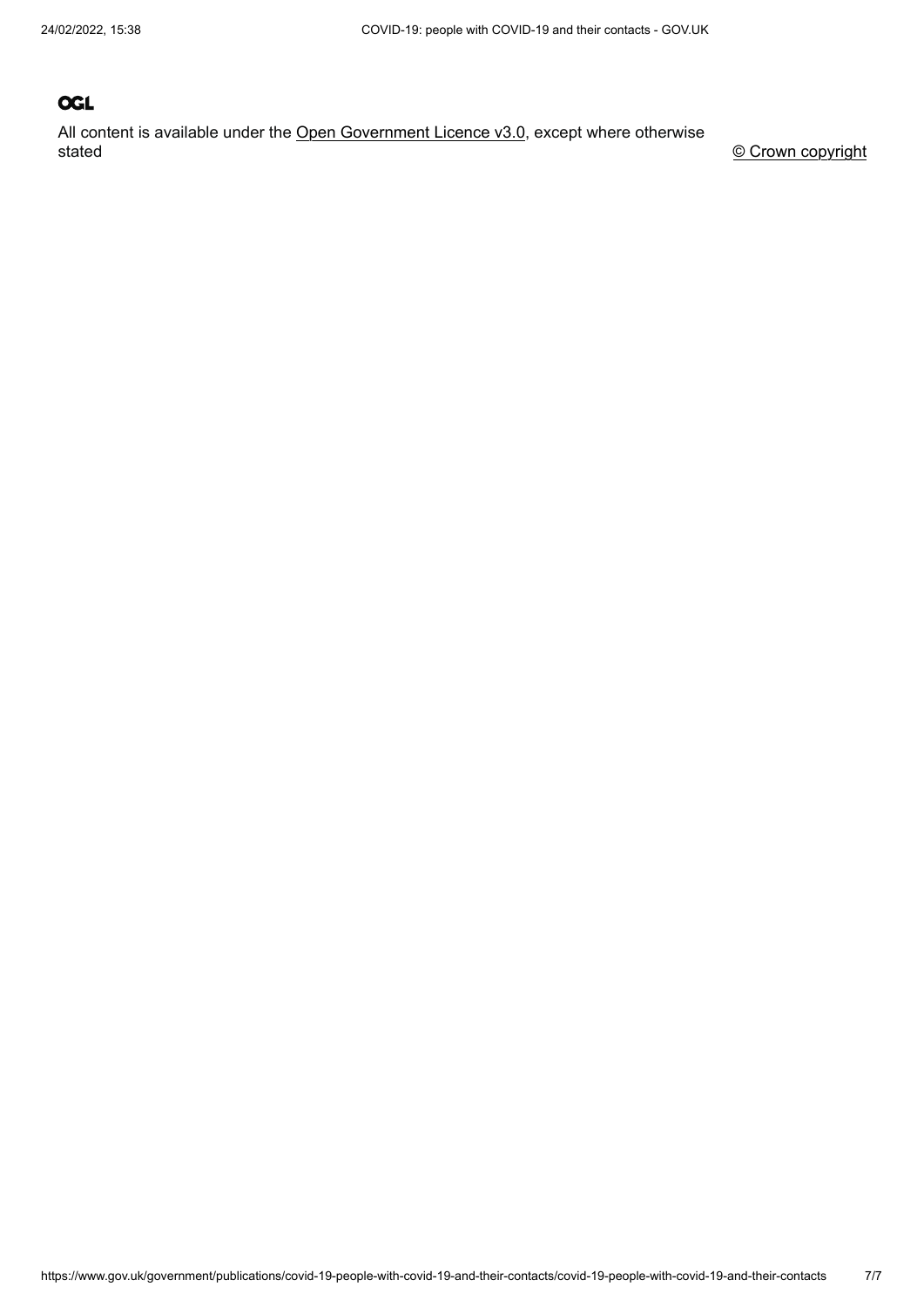OGL

All content is available under the Open Government Licence v3.0, except where otherwise stated

© Crown copyright